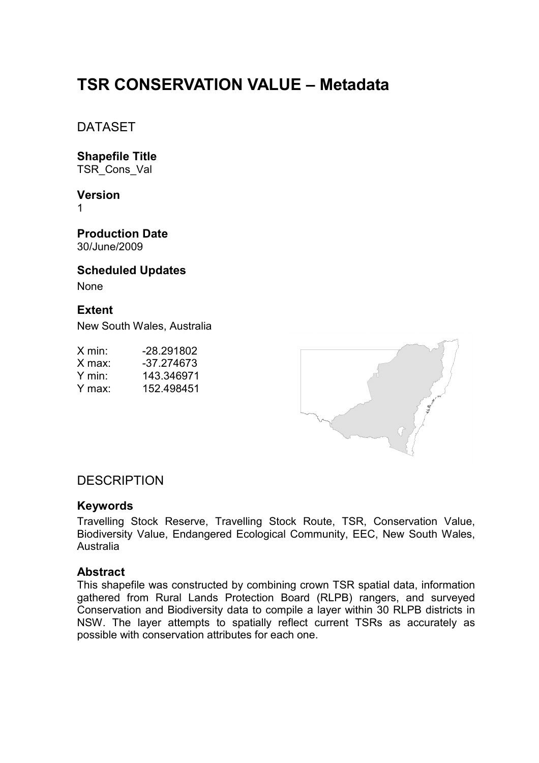# TSR CONSERVATION VALUE – Metadata

## DATASET

### Shapefile Title

TSR_Cons_Val

### Version

1

### Production Date

30/June/2009

### Scheduled Updates

None

### Extent

New South Wales, Australia

| | |
|---|---|
| X min: | -28.291802 |
| X max: | -37.274673 |
| Y min: | 143.346971 |
| Y max: | 152.498451 |

## DESCRIPTION

### Keywords

Travelling Stock Reserve, Travelling Stock Route, TSR, Conservation Value, Biodiversity Value, Endangered Ecological Community, EEC, New South Wales, Australia

### Abstract

This shapefile was constructed by combining crown TSR spatial data, information gathered from Rural Lands Protection Board (RLPB) rangers, and surveyed Conservation and Biodiversity data to compile a layer within 30 RLPB districts in NSW. The layer attempts to spatially reflect current TSRs as accurately as possible with conservation attributes for each one.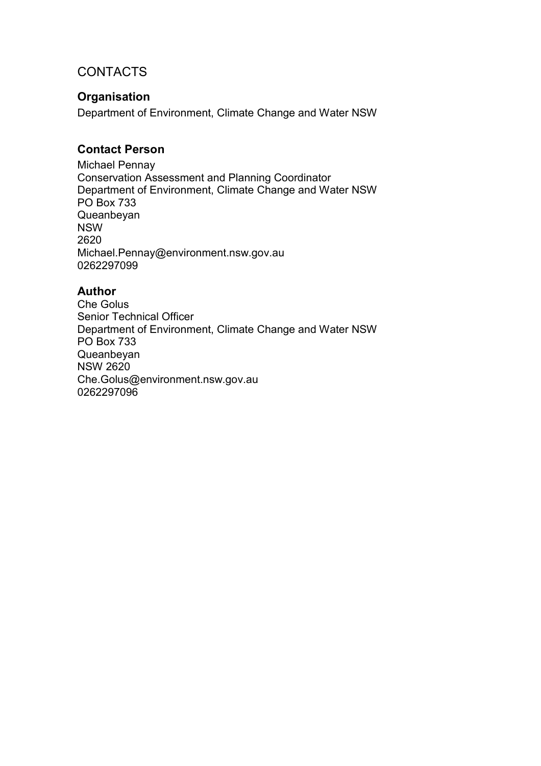# CONTACTS

## Organisation

Department of Environment, Climate Change and Water NSW

## Contact Person

Michael Pennay
Conservation Assessment and Planning Coordinator
Department of Environment, Climate Change and Water NSW
PO Box 733
Queanbeyan
NSW
2620
Michael.Pennay@environment.nsw.gov.au
0262297099

## Author

Che Golus
Senior Technical Officer
Department of Environment, Climate Change and Water NSW
PO Box 733
Queanbeyan
NSW 2620
Che.Golus@environment.nsw.gov.au
0262297096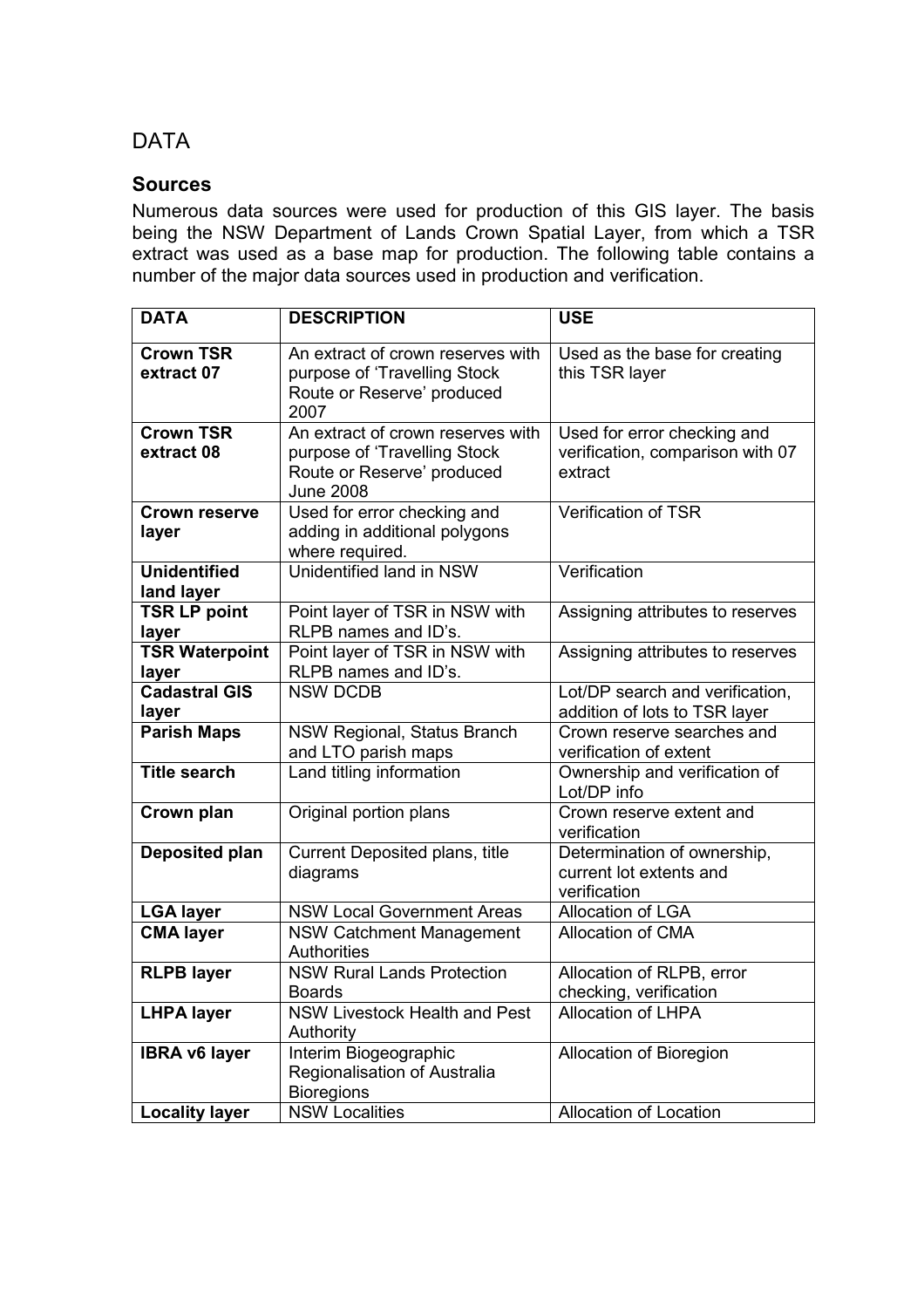# DATA

## Sources

Numerous data sources were used for production of this GIS layer. The basis being the NSW Department of Lands Crown Spatial Layer, from which a TSR extract was used as a base map for production. The following table contains a number of the major data sources used in production and verification.

| DATA | DESCRIPTION | USE |
|---|---|---|
| **Crown TSR extract 07** | An extract of crown reserves with purpose of 'Travelling Stock Route or Reserve' produced 2007 | Used as the base for creating this TSR layer |
| **Crown TSR extract 08** | An extract of crown reserves with purpose of 'Travelling Stock Route or Reserve' produced June 2008 | Used for error checking and verification, comparison with 07 extract |
| **Crown reserve layer** | Used for error checking and adding in additional polygons where required. | Verification of TSR |
| **Unidentified land layer** | Unidentified land in NSW | Verification |
| **TSR LP point layer** | Point layer of TSR in NSW with RLPB names and ID's. | Assigning attributes to reserves |
| **TSR Waterpoint layer** | Point layer of TSR in NSW with RLPB names and ID's. | Assigning attributes to reserves |
| **Cadastral GIS layer** | NSW DCDB | Lot/DP search and verification, addition of lots to TSR layer |
| **Parish Maps** | NSW Regional, Status Branch and LTO parish maps | Crown reserve searches and verification of extent |
| **Title search** | Land titling information | Ownership and verification of Lot/DP info |
| **Crown plan** | Original portion plans | Crown reserve extent and verification |
| **Deposited plan** | Current Deposited plans, title diagrams | Determination of ownership, current lot extents and verification |
| **LGA layer** | NSW Local Government Areas | Allocation of LGA |
| **CMA layer** | NSW Catchment Management Authorities | Allocation of CMA |
| **RLPB layer** | NSW Rural Lands Protection Boards | Allocation of RLPB, error checking, verification |
| **LHPA layer** | NSW Livestock Health and Pest Authority | Allocation of LHPA |
| **IBRA v6 layer** | Interim Biogeographic Regionalisation of Australia Bioregions | Allocation of Bioregion |
| **Locality layer** | NSW Localities | Allocation of Location |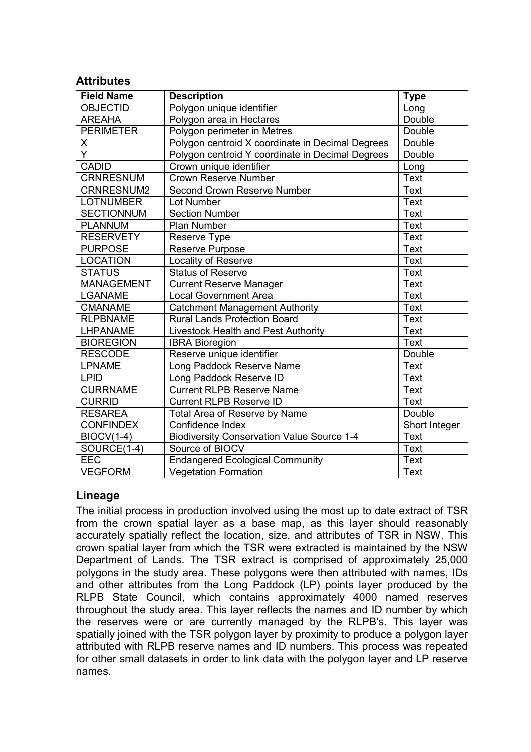## Attributes

| Field Name | Description | Type |
| --- | --- | --- |
| OBJECTID | Polygon unique identifier | Long |
| AREAHA | Polygon area in Hectares | Double |
| PERIMETER | Polygon perimeter in Metres | Double |
| X | Polygon centroid X coordinate in Decimal Degrees | Double |
| Y | Polygon centroid Y coordinate in Decimal Degrees | Double |
| CADID | Crown unique identifier | Long |
| CRNRESNUM | Crown Reserve Number | Text |
| CRNRESNUM2 | Second Crown Reserve Number | Text |
| LOTNUMBER | Lot Number | Text |
| SECTIONNUM | Section Number | Text |
| PLANNUM | Plan Number | Text |
| RESERVETY | Reserve Type | Text |
| PURPOSE | Reserve Purpose | Text |
| LOCATION | Locality of Reserve | Text |
| STATUS | Status of Reserve | Text |
| MANAGEMENT | Current Reserve Manager | Text |
| LGANAME | Local Government Area | Text |
| CMANAME | Catchment Management Authority | Text |
| RLPBNAME | Rural Lands Protection Board | Text |
| LHPANAME | Livestock Health and Pest Authority | Text |
| BIOREGION | IBRA Bioregion | Text |
| RESCODE | Reserve unique identifier | Double |
| LPNAME | Long Paddock Reserve Name | Text |
| LPID | Long Paddock Reserve ID | Text |
| CURRNAME | Current RLPB Reserve Name | Text |
| CURRID | Current RLPB Reserve ID | Text |
| RESAREA | Total Area of Reserve by Name | Double |
| CONFINDEX | Confidence Index | Short Integer |
| BIOCV(1-4) | Biodiversity Conservation Value Source 1-4 | Text |
| SOURCE(1-4) | Source of BIOCV | Text |
| EEC | Endangered Ecological Community | Text |
| VEGFORM | Vegetation Formation | Text |

## Lineage

The initial process in production involved using the most up to date extract of TSR from the crown spatial layer as a base map, as this layer should reasonably accurately spatially reflect the location, size, and attributes of TSR in NSW. This crown spatial layer from which the TSR were extracted is maintained by the NSW Department of Lands. The TSR extract is comprised of approximately 25,000 polygons in the study area. These polygons were then attributed with names, IDs and other attributes from the Long Paddock (LP) points layer produced by the RLPB State Council, which contains approximately 4000 named reserves throughout the study area. This layer reflects the names and ID number by which the reserves were or are currently managed by the RLPB's. This layer was spatially joined with the TSR polygon layer by proximity to produce a polygon layer attributed with RLPB reserve names and ID numbers. This process was repeated for other small datasets in order to link data with the polygon layer and LP reserve names.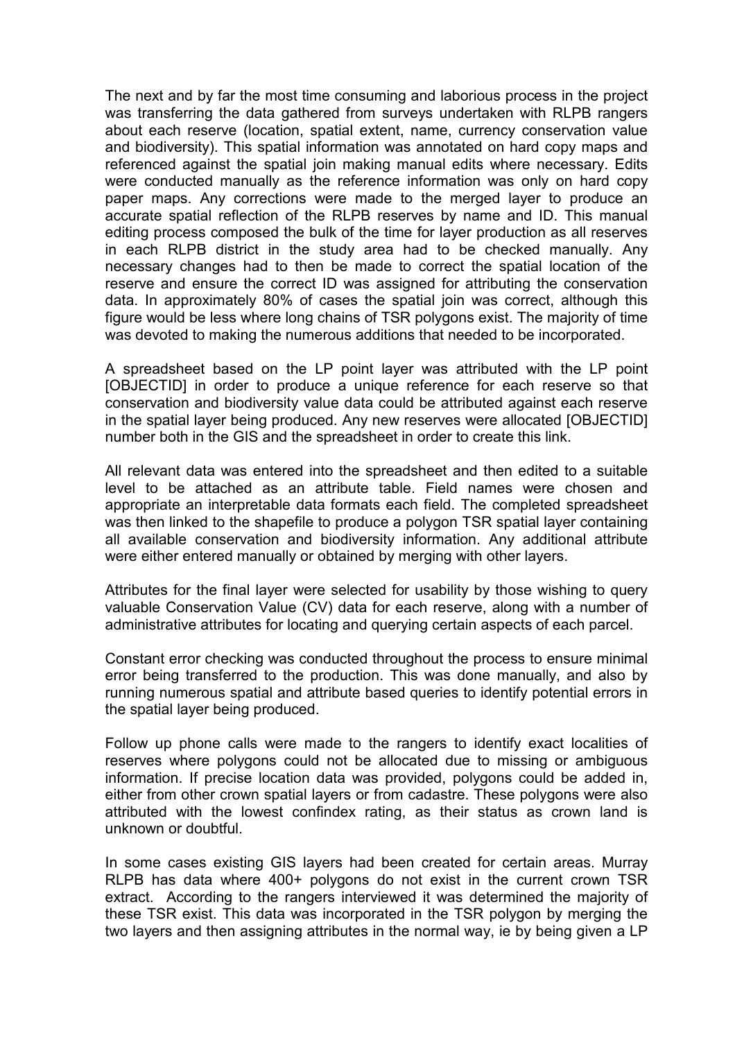The next and by far the most time consuming and laborious process in the project was transferring the data gathered from surveys undertaken with RLPB rangers about each reserve (location, spatial extent, name, currency conservation value and biodiversity). This spatial information was annotated on hard copy maps and referenced against the spatial join making manual edits where necessary. Edits were conducted manually as the reference information was only on hard copy paper maps. Any corrections were made to the merged layer to produce an accurate spatial reflection of the RLPB reserves by name and ID. This manual editing process composed the bulk of the time for layer production as all reserves in each RLPB district in the study area had to be checked manually. Any necessary changes had to then be made to correct the spatial location of the reserve and ensure the correct ID was assigned for attributing the conservation data. In approximately 80% of cases the spatial join was correct, although this figure would be less where long chains of TSR polygons exist. The majority of time was devoted to making the numerous additions that needed to be incorporated.

A spreadsheet based on the LP point layer was attributed with the LP point [OBJECTID] in order to produce a unique reference for each reserve so that conservation and biodiversity value data could be attributed against each reserve in the spatial layer being produced. Any new reserves were allocated [OBJECTID] number both in the GIS and the spreadsheet in order to create this link.

All relevant data was entered into the spreadsheet and then edited to a suitable level to be attached as an attribute table. Field names were chosen and appropriate an interpretable data formats each field. The completed spreadsheet was then linked to the shapefile to produce a polygon TSR spatial layer containing all available conservation and biodiversity information. Any additional attribute were either entered manually or obtained by merging with other layers.

Attributes for the final layer were selected for usability by those wishing to query valuable Conservation Value (CV) data for each reserve, along with a number of administrative attributes for locating and querying certain aspects of each parcel.

Constant error checking was conducted throughout the process to ensure minimal error being transferred to the production. This was done manually, and also by running numerous spatial and attribute based queries to identify potential errors in the spatial layer being produced.

Follow up phone calls were made to the rangers to identify exact localities of reserves where polygons could not be allocated due to missing or ambiguous information. If precise location data was provided, polygons could be added in, either from other crown spatial layers or from cadastre. These polygons were also attributed with the lowest confindex rating, as their status as crown land is unknown or doubtful.

In some cases existing GIS layers had been created for certain areas. Murray RLPB has data where 400+ polygons do not exist in the current crown TSR extract. According to the rangers interviewed it was determined the majority of these TSR exist. This data was incorporated in the TSR polygon by merging the two layers and then assigning attributes in the normal way, ie by being given a LP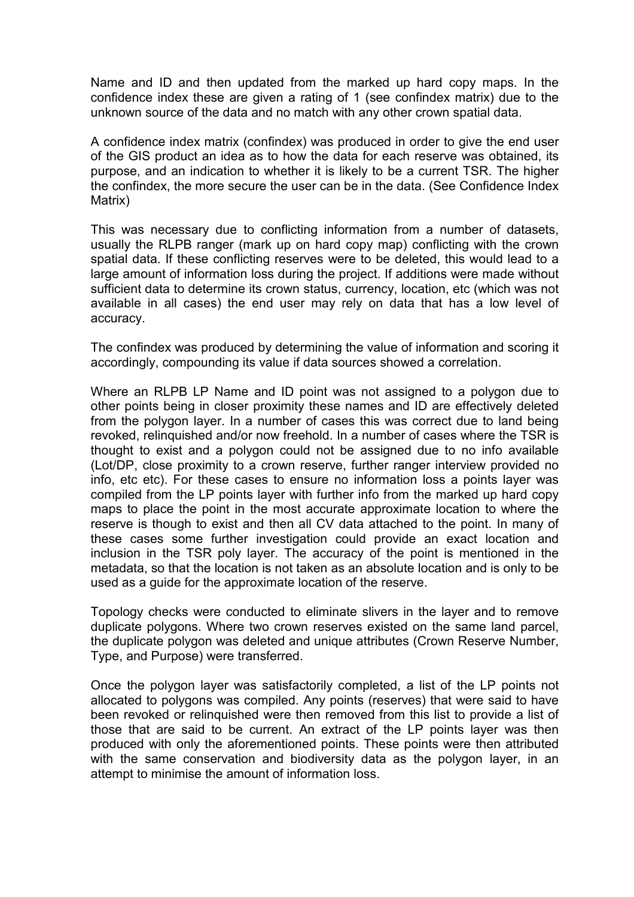Name and ID and then updated from the marked up hard copy maps. In the confidence index these are given a rating of 1 (see confindex matrix) due to the unknown source of the data and no match with any other crown spatial data.

A confidence index matrix (confindex) was produced in order to give the end user of the GIS product an idea as to how the data for each reserve was obtained, its purpose, and an indication to whether it is likely to be a current TSR. The higher the confindex, the more secure the user can be in the data. (See Confidence Index Matrix)

This was necessary due to conflicting information from a number of datasets, usually the RLPB ranger (mark up on hard copy map) conflicting with the crown spatial data. If these conflicting reserves were to be deleted, this would lead to a large amount of information loss during the project. If additions were made without sufficient data to determine its crown status, currency, location, etc (which was not available in all cases) the end user may rely on data that has a low level of accuracy.

The confindex was produced by determining the value of information and scoring it accordingly, compounding its value if data sources showed a correlation.

Where an RLPB LP Name and ID point was not assigned to a polygon due to other points being in closer proximity these names and ID are effectively deleted from the polygon layer. In a number of cases this was correct due to land being revoked, relinquished and/or now freehold. In a number of cases where the TSR is thought to exist and a polygon could not be assigned due to no info available (Lot/DP, close proximity to a crown reserve, further ranger interview provided no info, etc etc). For these cases to ensure no information loss a points layer was compiled from the LP points layer with further info from the marked up hard copy maps to place the point in the most accurate approximate location to where the reserve is though to exist and then all CV data attached to the point. In many of these cases some further investigation could provide an exact location and inclusion in the TSR poly layer. The accuracy of the point is mentioned in the metadata, so that the location is not taken as an absolute location and is only to be used as a guide for the approximate location of the reserve.

Topology checks were conducted to eliminate slivers in the layer and to remove duplicate polygons. Where two crown reserves existed on the same land parcel, the duplicate polygon was deleted and unique attributes (Crown Reserve Number, Type, and Purpose) were transferred.

Once the polygon layer was satisfactorily completed, a list of the LP points not allocated to polygons was compiled. Any points (reserves) that were said to have been revoked or relinquished were then removed from this list to provide a list of those that are said to be current. An extract of the LP points layer was then produced with only the aforementioned points. These points were then attributed with the same conservation and biodiversity data as the polygon layer, in an attempt to minimise the amount of information loss.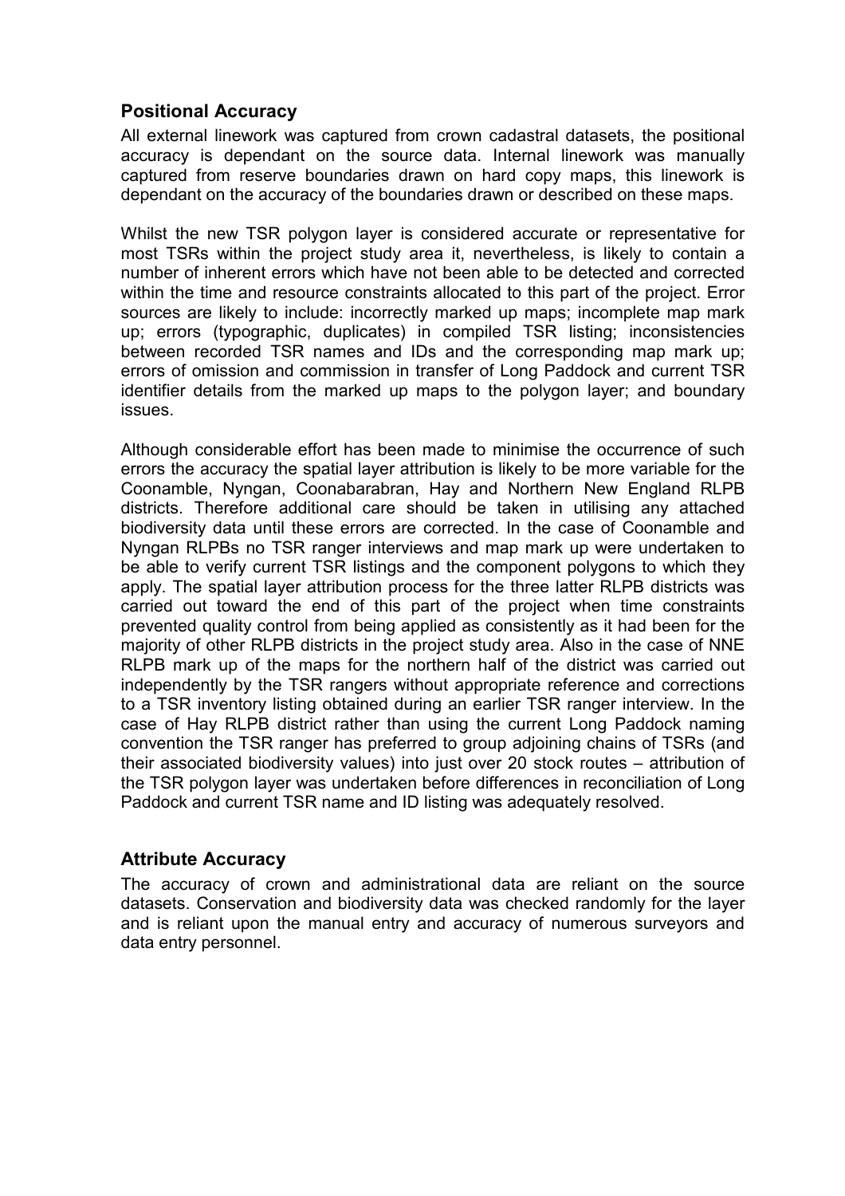## Positional Accuracy

All external linework was captured from crown cadastral datasets, the positional accuracy is dependant on the source data. Internal linework was manually captured from reserve boundaries drawn on hard copy maps, this linework is dependant on the accuracy of the boundaries drawn or described on these maps.

Whilst the new TSR polygon layer is considered accurate or representative for most TSRs within the project study area it, nevertheless, is likely to contain a number of inherent errors which have not been able to be detected and corrected within the time and resource constraints allocated to this part of the project. Error sources are likely to include: incorrectly marked up maps; incomplete map mark up; errors (typographic, duplicates) in compiled TSR listing; inconsistencies between recorded TSR names and IDs and the corresponding map mark up; errors of omission and commission in transfer of Long Paddock and current TSR identifier details from the marked up maps to the polygon layer; and boundary issues.

Although considerable effort has been made to minimise the occurrence of such errors the accuracy the spatial layer attribution is likely to be more variable for the Coonamble, Nyngan, Coonabarabran, Hay and Northern New England RLPB districts. Therefore additional care should be taken in utilising any attached biodiversity data until these errors are corrected. In the case of Coonamble and Nyngan RLPBs no TSR ranger interviews and map mark up were undertaken to be able to verify current TSR listings and the component polygons to which they apply. The spatial layer attribution process for the three latter RLPB districts was carried out toward the end of this part of the project when time constraints prevented quality control from being applied as consistently as it had been for the majority of other RLPB districts in the project study area. Also in the case of NNE RLPB mark up of the maps for the northern half of the district was carried out independently by the TSR rangers without appropriate reference and corrections to a TSR inventory listing obtained during an earlier TSR ranger interview. In the case of Hay RLPB district rather than using the current Long Paddock naming convention the TSR ranger has preferred to group adjoining chains of TSRs (and their associated biodiversity values) into just over 20 stock routes – attribution of the TSR polygon layer was undertaken before differences in reconciliation of Long Paddock and current TSR name and ID listing was adequately resolved.

## Attribute Accuracy

The accuracy of crown and administrational data are reliant on the source datasets. Conservation and biodiversity data was checked randomly for the layer and is reliant upon the manual entry and accuracy of numerous surveyors and data entry personnel.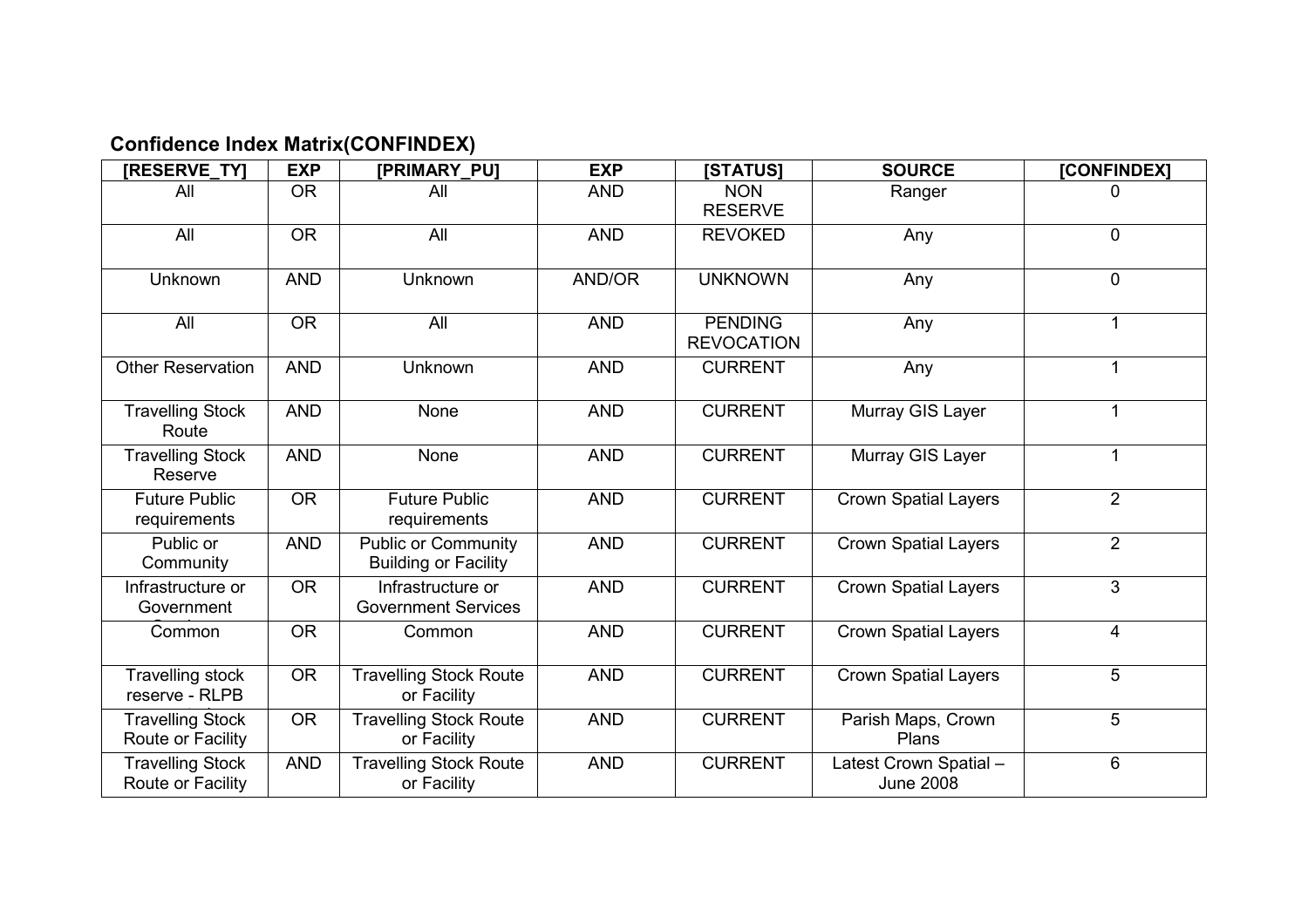**Confidence Index Matrix(CONFINDEX)**

| [RESERVE_TY] | EXP | [PRIMARY_PU] | EXP | [STATUS] | SOURCE | [CONFINDEX] |
|---|---|---|---|---|---|---|
| All | OR | All | AND | NON RESERVE | Ranger | 0 |
| All | OR | All | AND | REVOKED | Any | 0 |
| Unknown | AND | Unknown | AND/OR | UNKNOWN | Any | 0 |
| All | OR | All | AND | PENDING REVOCATION | Any | 1 |
| Other Reservation | AND | Unknown | AND | CURRENT | Any | 1 |
| Travelling Stock Route | AND | None | AND | CURRENT | Murray GIS Layer | 1 |
| Travelling Stock Reserve | AND | None | AND | CURRENT | Murray GIS Layer | 1 |
| Future Public requirements | OR | Future Public requirements | AND | CURRENT | Crown Spatial Layers | 2 |
| Public or Community | AND | Public or Community Building or Facility | AND | CURRENT | Crown Spatial Layers | 2 |
| Infrastructure or Government Services | OR | Infrastructure or Government Services | AND | CURRENT | Crown Spatial Layers | 3 |
| Common | OR | Common | AND | CURRENT | Crown Spatial Layers | 4 |
| Travelling stock reserve - RLPB | OR | Travelling Stock Route or Facility | AND | CURRENT | Crown Spatial Layers | 5 |
| Travelling Stock Route or Facility | OR | Travelling Stock Route or Facility | AND | CURRENT | Parish Maps, Crown Plans | 5 |
| Travelling Stock Route or Facility | AND | Travelling Stock Route or Facility | AND | CURRENT | Latest Crown Spatial – June 2008 | 6 |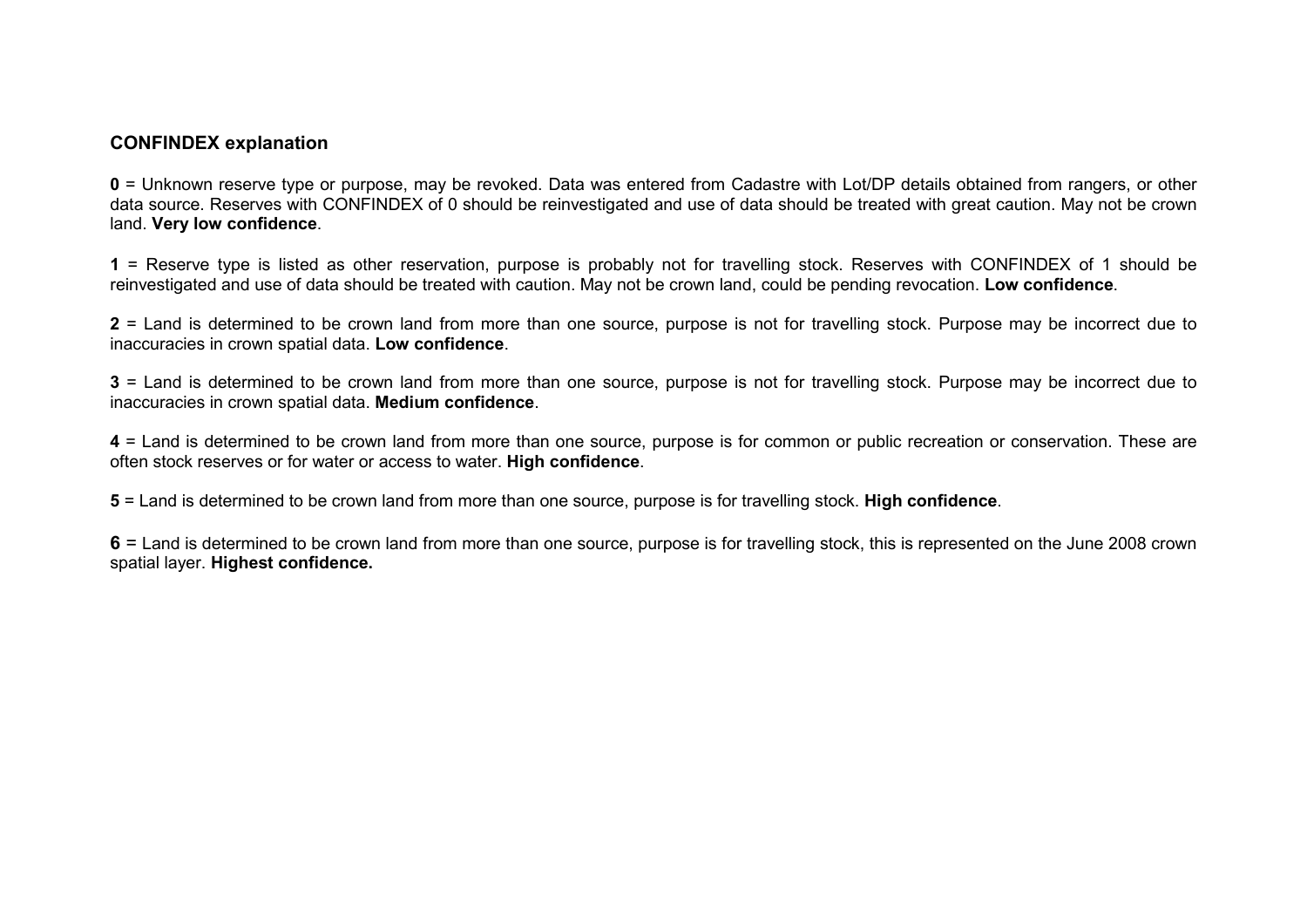**CONFINDEX explanation**

**0** = Unknown reserve type or purpose, may be revoked. Data was entered from Cadastre with Lot/DP details obtained from rangers, or other data source. Reserves with CONFINDEX of 0 should be reinvestigated and use of data should be treated with great caution. May not be crown land. **Very low confidence**.

**1** = Reserve type is listed as other reservation, purpose is probably not for travelling stock. Reserves with CONFINDEX of 1 should be reinvestigated and use of data should be treated with caution. May not be crown land, could be pending revocation. **Low confidence**.

**2** = Land is determined to be crown land from more than one source, purpose is not for travelling stock. Purpose may be incorrect due to inaccuracies in crown spatial data. **Low confidence**.

**3** = Land is determined to be crown land from more than one source, purpose is not for travelling stock. Purpose may be incorrect due to inaccuracies in crown spatial data. **Medium confidence**.

**4** = Land is determined to be crown land from more than one source, purpose is for common or public recreation or conservation. These are often stock reserves or for water or access to water. **High confidence**.

**5** = Land is determined to be crown land from more than one source, purpose is for travelling stock. **High confidence**.

**6** = Land is determined to be crown land from more than one source, purpose is for travelling stock, this is represented on the June 2008 crown spatial layer. **Highest confidence.**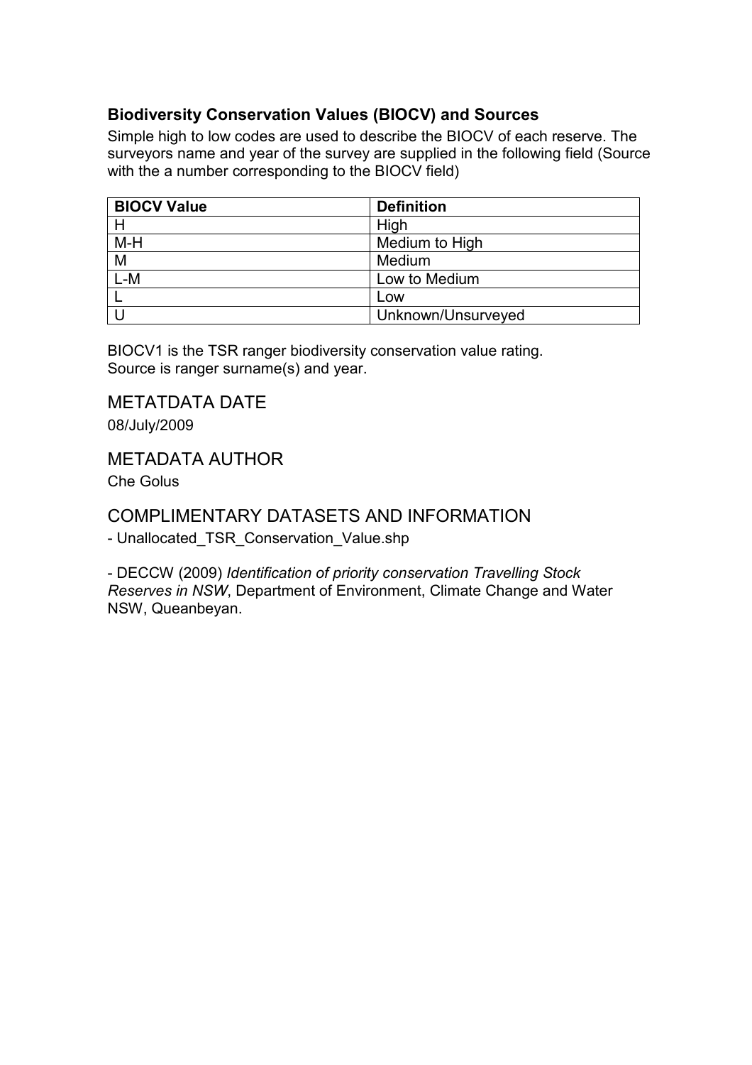### Biodiversity Conservation Values (BIOCV) and Sources

Simple high to low codes are used to describe the BIOCV of each reserve. The surveyors name and year of the survey are supplied in the following field (Source with the a number corresponding to the BIOCV field)

| BIOCV Value | Definition |
| --- | --- |
| H | High |
| M-H | Medium to High |
| M | Medium |
| L-M | Low to Medium |
| L | Low |
| U | Unknown/Unsurveyed |

BIOCV1 is the TSR ranger biodiversity conservation value rating.
Source is ranger surname(s) and year.

## METATDATA DATE

08/July/2009

## METADATA AUTHOR

Che Golus

## COMPLIMENTARY DATASETS AND INFORMATION

- Unallocated_TSR_Conservation_Value.shp

- DECCW (2009) *Identification of priority conservation Travelling Stock Reserves in NSW*, Department of Environment, Climate Change and Water NSW, Queanbeyan.